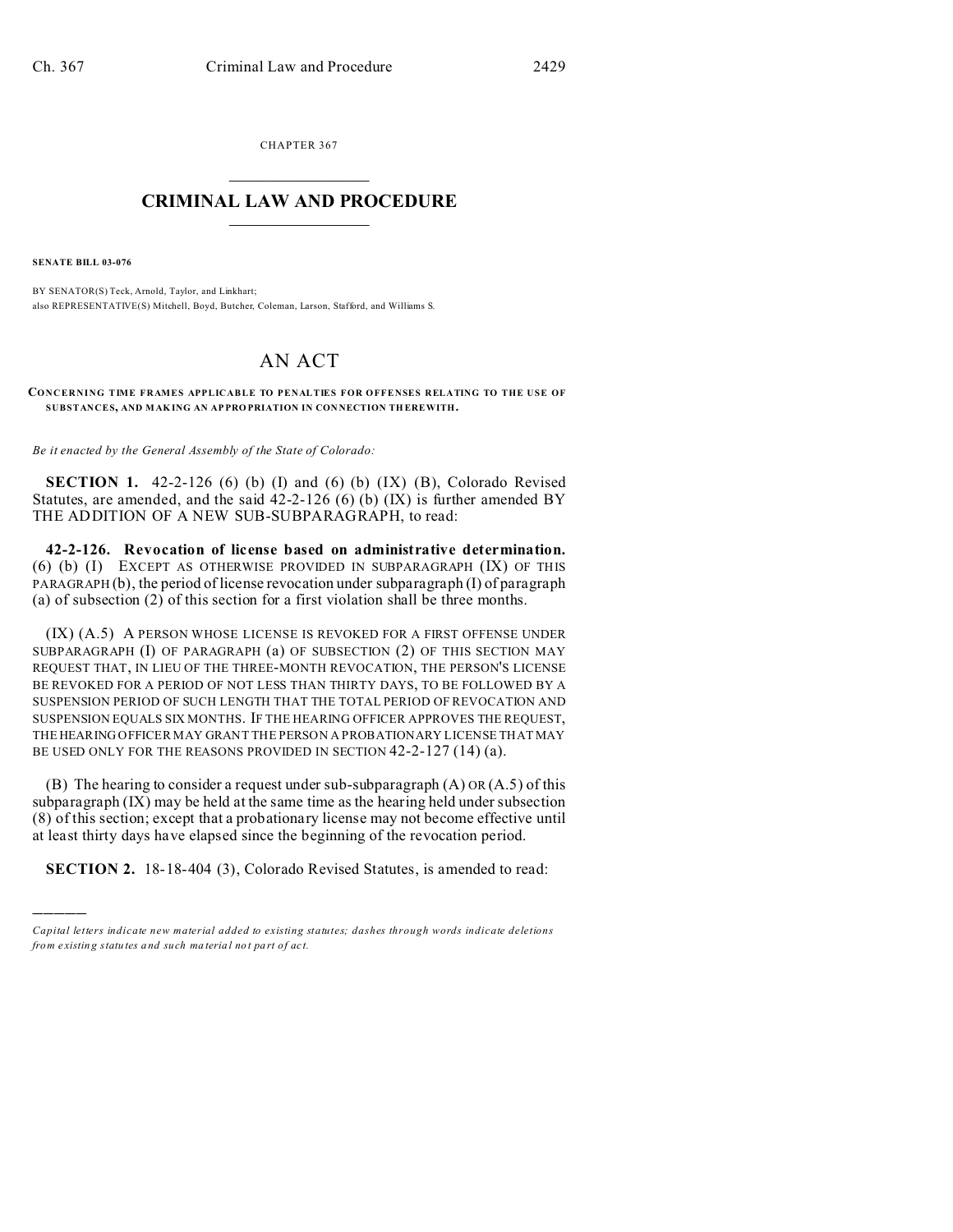CHAPTER 367

# CRIMINAL LAW AND PROCEDURE

**SENATE BILL 03-076**

BY SENATOR(S) Teck, Arnold, Taylor, and Linkhart;
also REPRESENTATIVE(S) Mitchell, Boyd, Butcher, Coleman, Larson, Stafford, and Williams S.

## AN ACT

**CONCERNING TIME FRAMES APPLICABLE TO PENALTIES FOR OFFENSES RELATING TO THE USE OF SUBSTANCES, AND MAKING AN APPROPRIATION IN CONNECTION THEREWITH.**

*Be it enacted by the General Assembly of the State of Colorado:*

**SECTION 1.** 42-2-126 (6) (b) (I) and (6) (b) (IX) (B), Colorado Revised Statutes, are amended, and the said 42-2-126 (6) (b) (IX) is further amended BY THE ADDITION OF A NEW SUB-SUBPARAGRAPH, to read:

**42-2-126. Revocation of license based on administrative determination.** (6) (b) (I) EXCEPT AS OTHERWISE PROVIDED IN SUBPARAGRAPH (IX) OF THIS PARAGRAPH (b), the period of license revocation under subparagraph (I) of paragraph (a) of subsection (2) of this section for a first violation shall be three months.

(IX) (A.5) A PERSON WHOSE LICENSE IS REVOKED FOR A FIRST OFFENSE UNDER SUBPARAGRAPH (I) OF PARAGRAPH (a) OF SUBSECTION (2) OF THIS SECTION MAY REQUEST THAT, IN LIEU OF THE THREE-MONTH REVOCATION, THE PERSON'S LICENSE BE REVOKED FOR A PERIOD OF NOT LESS THAN THIRTY DAYS, TO BE FOLLOWED BY A SUSPENSION PERIOD OF SUCH LENGTH THAT THE TOTAL PERIOD OF REVOCATION AND SUSPENSION EQUALS SIX MONTHS. IF THE HEARING OFFICER APPROVES THE REQUEST, THE HEARING OFFICER MAY GRANT THE PERSON A PROBATIONARY LICENSE THAT MAY BE USED ONLY FOR THE REASONS PROVIDED IN SECTION 42-2-127 (14) (a).

(B) The hearing to consider a request under sub-subparagraph (A) OR (A.5) of this subparagraph (IX) may be held at the same time as the hearing held under subsection (8) of this section; except that a probationary license may not become effective until at least thirty days have elapsed since the beginning of the revocation period.

**SECTION 2.** 18-18-404 (3), Colorado Revised Statutes, is amended to read:

---

*Capital letters indicate new material added to existing statutes; dashes through words indicate deletions from existing statutes and such material not part of act.*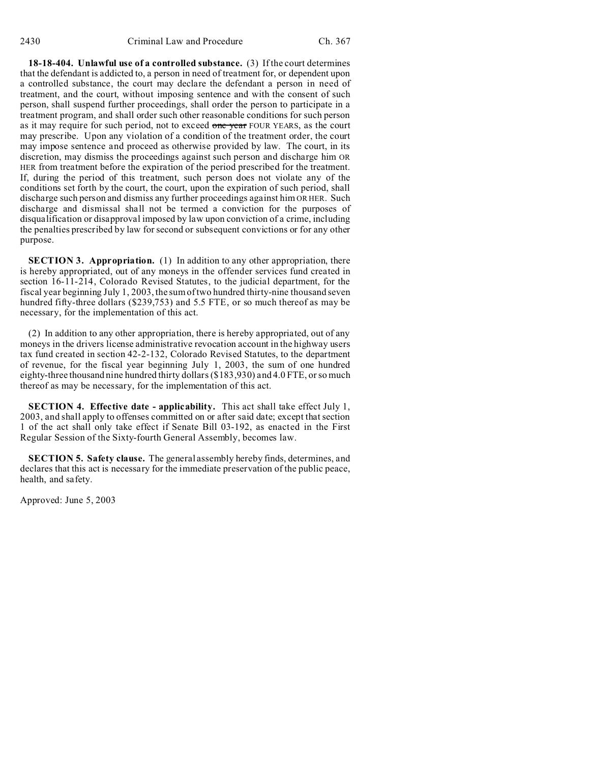**18-18-404. Unlawful use of a controlled substance.** (3) If the court determines that the defendant is addicted to, a person in need of treatment for, or dependent upon a controlled substance, the court may declare the defendant a person in need of treatment, and the court, without imposing sentence and with the consent of such person, shall suspend further proceedings, shall order the person to participate in a treatment program, and shall order such other reasonable conditions for such person as it may require for such period, not to exceed ~~one year~~ FOUR YEARS, as the court may prescribe. Upon any violation of a condition of the treatment order, the court may impose sentence and proceed as otherwise provided by law. The court, in its discretion, may dismiss the proceedings against such person and discharge him OR HER from treatment before the expiration of the period prescribed for the treatment. If, during the period of this treatment, such person does not violate any of the conditions set forth by the court, the court, upon the expiration of such period, shall discharge such person and dismiss any further proceedings against him OR HER. Such discharge and dismissal shall not be termed a conviction for the purposes of disqualification or disapproval imposed by law upon conviction of a crime, including the penalties prescribed by law for second or subsequent convictions or for any other purpose.

**SECTION 3. Appropriation.** (1) In addition to any other appropriation, there is hereby appropriated, out of any moneys in the offender services fund created in section 16-11-214, Colorado Revised Statutes, to the judicial department, for the fiscal year beginning July 1, 2003, the sum of two hundred thirty-nine thousand seven hundred fifty-three dollars ($239,753) and 5.5 FTE, or so much thereof as may be necessary, for the implementation of this act.

(2) In addition to any other appropriation, there is hereby appropriated, out of any moneys in the drivers license administrative revocation account in the highway users tax fund created in section 42-2-132, Colorado Revised Statutes, to the department of revenue, for the fiscal year beginning July 1, 2003, the sum of one hundred eighty-three thousand nine hundred thirty dollars ($183,930) and 4.0 FTE, or so much thereof as may be necessary, for the implementation of this act.

**SECTION 4. Effective date - applicability.** This act shall take effect July 1, 2003, and shall apply to offenses committed on or after said date; except that section 1 of the act shall only take effect if Senate Bill 03-192, as enacted in the First Regular Session of the Sixty-fourth General Assembly, becomes law.

**SECTION 5. Safety clause.** The general assembly hereby finds, determines, and declares that this act is necessary for the immediate preservation of the public peace, health, and safety.

Approved: June 5, 2003